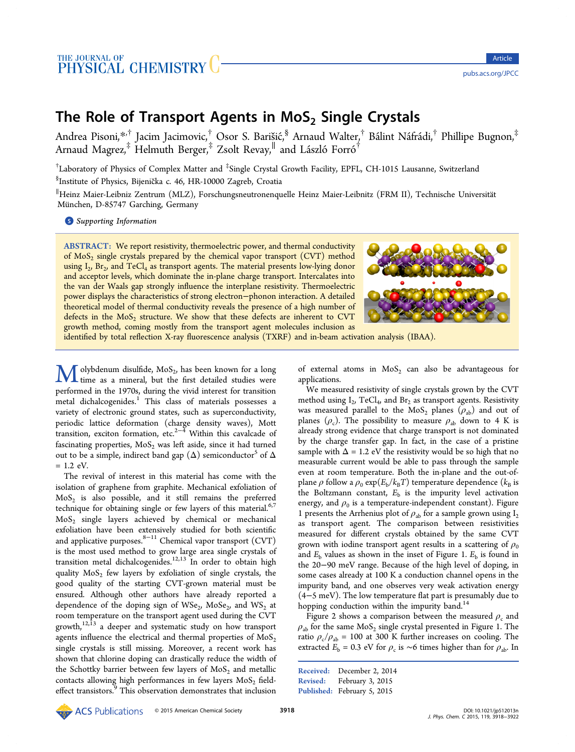# The Role of Transport Agents in $MoS_2$ Single Crystals

Andrea Pisoni,[*,†] Jacim Jacimovic,[†] Osor S. Barišić,[§] Arnaud Walter,[†] Bálint Náfrádi,[†] Phillipe Bugnon,[‡] Arnaud Magrez,[‡] Helmuth Berger,[‡] Zsolt Revay,[∥] and László Forró[†]

[†]Laboratory of Physics of Complex Matter and [‡]Single Crystal Growth Facility, EPFL, CH-1015 Lausanne, Switzerland

[§]Institute of Physics, Bijenička c. 46, HR-10000 Zagreb, Croatia

[∥]Heinz Maier-Leibnitz Zentrum (MLZ), Forschungsneutronenquelle Heinz Maier-Leibnitz (FRM II), Technische Universität München, D-85747 Garching, Germany

Supporting Information

**ABSTRACT:** We report resistivity, thermoelectric power, and thermal conductivity of $MoS_2$ single crystals prepared by the chemical vapor transport (CVT) method using $I_2$, $Br_2$, and $TeCl_4$ as transport agents. The material presents low-lying donor and acceptor levels, which dominate the in-plane charge transport. Intercalates into the van der Waals gap strongly influence the interplane resistivity. Thermoelectric power displays the characteristics of strong electron–phonon interaction. A detailed theoretical model of thermal conductivity reveals the presence of a high number of defects in the $MoS_2$ structure. We show that these defects are inherent to CVT growth method, coming mostly from the transport agent molecules inclusion as identified by total reflection X-ray fluorescence analysis (TXRF) and in-beam activation analysis (IBAA).

Molybdenum disulfide, $MoS_2$, has been known for a long time as a mineral, but the first detailed studies were performed in the 1970s, during the vivid interest for transition metal dichalcogenides.[1] This class of materials possesses a variety of electronic ground states, such as superconductivity, periodic lattice deformation (charge density waves), Mott transition, exciton formation, etc.[2−4] Within this cavalcade of fascinating properties, $MoS_2$ was left aside, since it had turned out to be a simple, indirect band gap ($\Delta$) semiconductor[5] of $\Delta$ = 1.2 eV.

The revival of interest in this material has come with the isolation of graphene from graphite. Mechanical exfoliation of $MoS_2$ is also possible, and it still remains the preferred technique for obtaining single or few layers of this material.[6,7] $MoS_2$ single layers achieved by chemical or mechanical exfoliation have been extensively studied for both scientific and applicative purposes.[8−11] Chemical vapor transport (CVT) is the most used method to grow large area single crystals of transition metal dichalcogenides.[12,13] In order to obtain high quality $MoS_2$ few layers by exfoliation of single crystals, the good quality of the starting CVT-grown material must be ensured. Although other authors have already reported a dependence of the doping sign of $WSe_2$, $MoSe_2$, and $WS_2$ at room temperature on the transport agent used during the CVT growth,[12,13] a deeper and systematic study on how transport agents influence the electrical and thermal properties of $MoS_2$ single crystals is still missing. Moreover, a recent work has shown that chlorine doping can drastically reduce the width of the Schottky barrier between few layers of $MoS_2$ and metallic contacts allowing high performances in few layers $MoS_2$ field-effect transistors.[9] This observation demonstrates that inclusion of external atoms in $MoS_2$ can also be advantageous for applications.

We measured resistivity of single crystals grown by the CVT method using $I_2$, $TeCl_4$, and $Br_2$ as transport agents. Resistivity was measured parallel to the $MoS_2$ planes ($\rho_{ab}$) and out of planes ($\rho_c$). The possibility to measure $\rho_{ab}$ down to 4 K is already strong evidence that charge transport is not dominated by the charge transfer gap. In fact, in the case of a pristine sample with $\Delta$ = 1.2 eV the resistivity would be so high that no measurable current would be able to pass through the sample even at room temperature. Both the in-plane and the out-of-plane $\rho$ follow a $\rho_0 \exp(E_b/k_BT)$ temperature dependence ($k_B$ is the Boltzmann constant, $E_b$ is the impurity level activation energy, and $\rho_0$ is a temperature-independent constant). Figure 1 presents the Arrhenius plot of $\rho_{ab}$ for a sample grown using $I_2$ as transport agent. The comparison between resistivities measured for different crystals obtained by the same CVT grown with iodine transport agent results in a scattering of $\rho_0$ and $E_b$ values as shown in the inset of Figure 1. $E_b$ is found in the 20−90 meV range. Because of the high level of doping, in some cases already at 100 K a conduction channel opens in the impurity band, and one observes very weak activation energy (4−5 meV). The low temperature flat part is presumably due to hopping conduction within the impurity band.[14]

Figure 2 shows a comparison between the measured $\rho_c$ and $\rho_{ab}$ for the same $MoS_2$ single crystal presented in Figure 1. The ratio $\rho_c/\rho_{ab}$ = 100 at 300 K further increases on cooling. The extracted $E_b$ = 0.3 eV for $\rho_c$ is ~6 times higher than for $\rho_{ab}$. In

Received: December 2, 2014
Revised: February 3, 2015
Published: February 5, 2015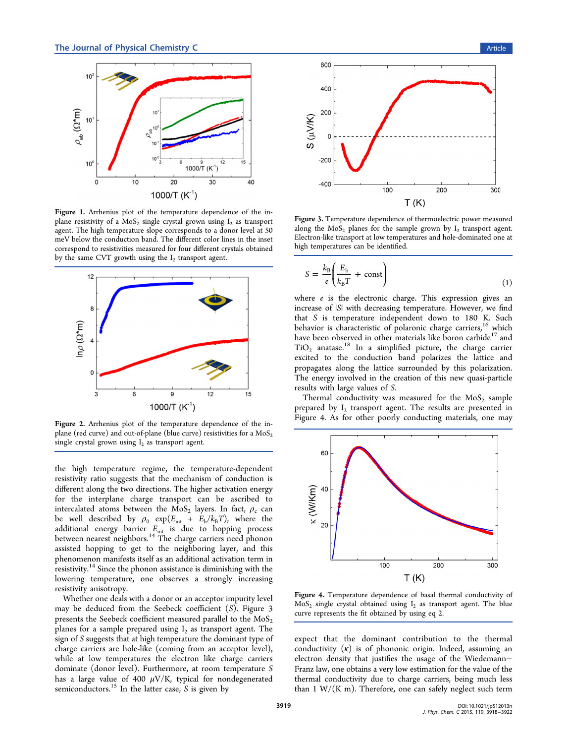Figure 1. Arrhenius plot of the temperature dependence of the in-plane resistivity of a $MoS_2$ single crystal grown using $I_2$ as transport agent. The high temperature slope corresponds to a donor level at 50 meV below the conduction band. The different color lines in the inset correspond to resistivities measured for four different crystals obtained by the same CVT growth using the $I_2$ transport agent.

Figure 2. Arrhenius plot of the temperature dependence of the in-plane (red curve) and out-of-plane (blue curve) resistivities for a $MoS_2$ single crystal grown using $I_2$ as transport agent.

the high temperature regime, the temperature-dependent resistivity ratio suggests that the mechanism of conduction is different along the two directions. The higher activation energy for the interplane charge transport can be ascribed to intercalated atoms between the $MoS_2$ layers. In fact, $\rho_c$ can be well described by $\rho_0$ exp$(E_{int} + E_b/k_BT)$, where the additional energy barrier $E_{int}$ is due to hopping process between nearest neighbors.[14] The charge carriers need phonon assisted hopping to get to the neighboring layer, and this phenomenon manifests itself as an additional activation term in resistivity.[14] Since the phonon assistance is diminishing with the lowering temperature, one observes a strongly increasing resistivity anisotropy.

Whether one deals with a donor or an acceptor impurity level may be deduced from the Seebeck coefficient ($S$). Figure 3 presents the Seebeck coefficient measured parallel to the $MoS_2$ planes for a sample prepared using $I_2$ as transport agent. The sign of $S$ suggests that at high temperature the dominant type of charge carriers are hole-like (coming from an acceptor level), while at low temperatures the electron like charge carriers dominate (donor level). Furthermore, at room temperature $S$ has a large value of 400 $\mu$V/K, typical for nondegenerated semiconductors.[15] In the latter case, $S$ is given by

Figure 3. Temperature dependence of thermoelectric power measured along the $MoS_2$ planes for the sample grown by $I_2$ transport agent. Electron-like transport at low temperatures and hole-dominated one at high temperatures can be identified.

$$S = \frac{k_B}{e}\left(\frac{E_b}{k_BT} + \text{const}\right) \tag{1}$$

where $e$ is the electronic charge. This expression gives an increase of |S| with decreasing temperature. However, we find that $S$ is temperature independent down to 180 K. Such behavior is characteristic of polaronic charge carriers,[16] which have been observed in other materials like boron carbide[17] and $TiO_2$ anatase.[18] In a simplified picture, the charge carrier excited to the conduction band polarizes the lattice and propagates along the lattice surrounded by this polarization. The energy involved in the creation of this new quasi-particle results with large values of $S$.

Thermal conductivity was measured for the $MoS_2$ sample prepared by $I_2$ transport agent. The results are presented in Figure 4. As for other poorly conducting materials, one may expect that the dominant contribution to the thermal conductivity ($\kappa$) is of phononic origin. Indeed, assuming an electron density that justifies the usage of the Wiedemann–Franz law, one obtains a very low estimation for the value of the thermal conductivity due to charge carriers, being much less than 1 W/(K m). Therefore, one can safely neglect such term

Figure 4. Temperature dependence of basal thermal conductivity of $MoS_2$ single crystal obtained using $I_2$ as transport agent. The blue curve represents the fit obtained by using eq 2.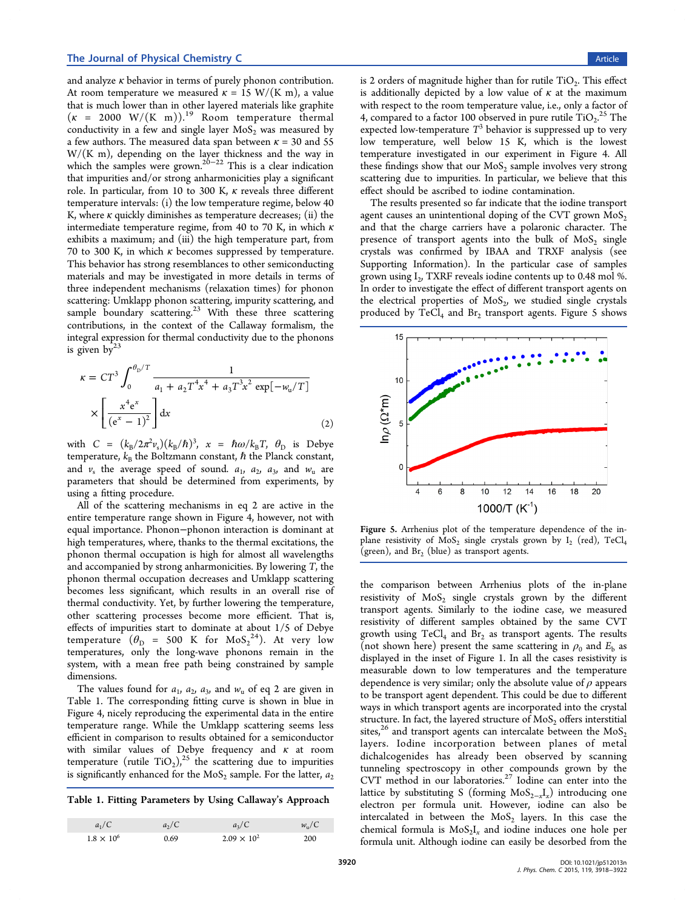and analyze $\kappa$ behavior in terms of purely phonon contribution. At room temperature we measured $\kappa = 15$ W/(K m), a value that is much lower than in other layered materials like graphite ($\kappa = 2000$ W/(K m)).[19] Room temperature thermal conductivity in a few and single layer $MoS_2$ was measured by a few authors. The measured data span between $\kappa = 30$ and 55 W/(K m), depending on the layer thickness and the way in which the samples were grown.[20−22] This is a clear indication that impurities and/or strong anharmonicities play a significant role. In particular, from 10 to 300 K, $\kappa$ reveals three different temperature intervals: (i) the low temperature regime, below 40 K, where $\kappa$ quickly diminishes as temperature decreases; (ii) the intermediate temperature regime, from 40 to 70 K, in which $\kappa$ exhibits a maximum; and (iii) the high temperature part, from 70 to 300 K, in which $\kappa$ becomes suppressed by temperature. This behavior has strong resemblances to other semiconducting materials and may be investigated in more details in terms of three independent mechanisms (relaxation times) for phonon scattering: Umklapp phonon scattering, impurity scattering, and sample boundary scattering.[23] With these three scattering contributions, in the context of the Callaway formalism, the integral expression for thermal conductivity due to the phonons is given by[23]

$$\kappa = CT^3 \int_0^{\theta_D/T} \frac{1}{a_1 + a_2 T^4 x^4 + a_3 T^3 x^2 \exp[-w_u/T]} \times \left[ \frac{x^4 e^x}{(e^x - 1)^2} \right] dx \tag{2}$$

with $C = (k_B/2\pi^2 v_s)(k_B/\hbar)^3$, $x = \hbar\omega/k_B T$, $\theta_D$ is Debye temperature, $k_B$ the Boltzmann constant, $\hbar$ the Planck constant, and $v_s$ the average speed of sound. $a_1$, $a_2$, $a_3$, and $w_u$ are parameters that should be determined from experiments, by using a fitting procedure.

All of the scattering mechanisms in eq 2 are active in the entire temperature range shown in Figure 4, however, not with equal importance. Phonon−phonon interaction is dominant at high temperatures, where, thanks to the thermal excitations, the phonon thermal occupation is high for almost all wavelengths and accompanied by strong anharmonicities. By lowering $T$, the phonon thermal occupation decreases and Umklapp scattering becomes less significant, which results in an overall rise of thermal conductivity. Yet, by further lowering the temperature, other scattering processes become more efficient. That is, effects of impurities start to dominate at about 1/5 of Debye temperature ($\theta_D = 500$ K for $MoS_2$[24]). At very low temperatures, only the long-wave phonons remain in the system, with a mean free path being constrained by sample dimensions.

The values found for $a_1$, $a_2$, $a_3$, and $w_u$ of eq 2 are given in Table 1. The corresponding fitting curve is shown in blue in Figure 4, nicely reproducing the experimental data in the entire temperature range. While the Umklapp scattering seems less efficient in comparison to results obtained for a semiconductor with similar values of Debye frequency and $\kappa$ at room temperature (rutile $TiO_2$),[25] the scattering due to impurities is significantly enhanced for the $MoS_2$ sample. For the latter, $a_2$ is 2 orders of magnitude higher than for rutile $TiO_2$. This effect is additionally depicted by a low value of $\kappa$ at the maximum with respect to the room temperature value, i.e., only a factor of 4, compared to a factor 100 observed in pure rutile $TiO_2$.[25] The expected low-temperature $T^3$ behavior is suppressed up to very low temperature, well below 15 K, which is the lowest temperature investigated in our experiment in Figure 4. All these findings show that our $MoS_2$ sample involves very strong scattering due to impurities. In particular, we believe that this effect should be ascribed to iodine contamination.

**Table 1. Fitting Parameters by Using Callaway's Approach**

| $a_1/C$ | $a_2/C$ | $a_3/C$ | $w_u/C$ |
|---|---|---|---|
| $1.8 \times 10^6$ | 0.69 | $2.09 \times 10^2$ | 200 |

The results presented so far indicate that the iodine transport agent causes an unintentional doping of the CVT grown $MoS_2$ and that the charge carriers have a polaronic character. The presence of transport agents into the bulk of $MoS_2$ single crystals was confirmed by IBAA and TRXF analysis (see Supporting Information). In the particular case of samples grown using $I_2$, TXRF reveals iodine contents up to 0.48 mol %. In order to investigate the effect of different transport agents on the electrical properties of $MoS_2$, we studied single crystals produced by $TeCl_4$ and $Br_2$ transport agents. Figure 5 shows the comparison between Arrhenius plots of the in-plane resistivity of $MoS_2$ single crystals grown by the different transport agents. Similarly to the iodine case, we measured resistivity of different samples obtained by the same CVT growth using $TeCl_4$ and $Br_2$ as transport agents. The results (not shown here) present the same scattering in $\rho_0$ and $E_b$ as displayed in the inset of Figure 1. In all the cases resistivity is measurable down to low temperatures and the temperature dependence is very similar; only the absolute value of $\rho$ appears to be transport agent dependent. This could be due to different ways in which transport agents are incorporated into the crystal structure. In fact, the layered structure of $MoS_2$ offers interstitial sites,[26] and transport agents can intercalate between the $MoS_2$ layers. Iodine incorporation between planes of metal dichalcogenides has already been observed by scanning tunneling spectroscopy in other compounds grown by the CVT method in our laboratories.[27] Iodine can enter into the lattice by substituting S (forming $MoS_{2-x}I_x$) introducing one electron per formula unit. However, iodine can also be intercalated in between the $MoS_2$ layers. In this case the chemical formula is $MoS_2I_x$ and iodine induces one hole per formula unit. Although iodine can easily be desorbed from the

Figure 5. Arrhenius plot of the temperature dependence of the in-plane resistivity of $MoS_2$ single crystals grown by $I_2$ (red), $TeCl_4$ (green), and $Br_2$ (blue) as transport agents.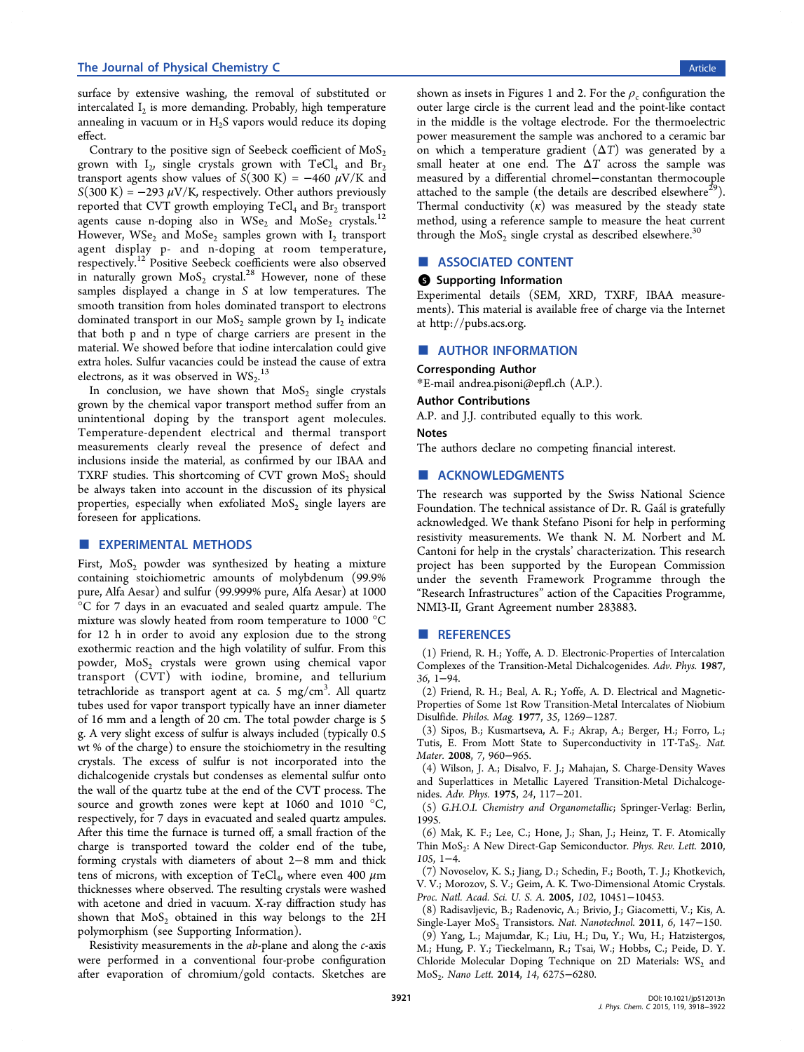surface by extensive washing, the removal of substituted or intercalated $I_2$ is more demanding. Probably, high temperature annealing in vacuum or in $H_2S$ vapors would reduce its doping effect.

Contrary to the positive sign of Seebeck coefficient of $MoS_2$ grown with $I_2$, single crystals grown with $TeCl_4$ and $Br_2$ transport agents show values of $S(300\ K) = -460\ \mu V/K$ and $S(300\ K) = -293\ \mu V/K$, respectively. Other authors previously reported that CVT growth employing $TeCl_4$ and $Br_2$ transport agents cause n-doping also in $WSe_2$ and $MoSe_2$ crystals.[12] However, $WSe_2$ and $MoSe_2$ samples grown with $I_2$ transport agent display p- and n-doping at room temperature, respectively.[12] Positive Seebeck coefficients were also observed in naturally grown $MoS_2$ crystal.[28] However, none of these samples displayed a change in $S$ at low temperatures. The smooth transition from holes dominated transport to electrons dominated transport in our $MoS_2$ sample grown by $I_2$ indicate that both p and n type of charge carriers are present in the material. We showed before that iodine intercalation could give extra holes. Sulfur vacancies could be instead the cause of extra electrons, as it was observed in $WS_2$.[13]

In conclusion, we have shown that $MoS_2$ single crystals grown by the chemical vapor transport method suffer from an unintentional doping by the transport agent molecules. Temperature-dependent electrical and thermal transport measurements clearly reveal the presence of defect and inclusions inside the material, as confirmed by our IBAA and TXRF studies. This shortcoming of CVT grown $MoS_2$ should be always taken into account in the discussion of its physical properties, especially when exfoliated $MoS_2$ single layers are foreseen for applications.

## ■ EXPERIMENTAL METHODS

First, $MoS_2$ powder was synthesized by heating a mixture containing stoichiometric amounts of molybdenum (99.9% pure, Alfa Aesar) and sulfur (99.999% pure, Alfa Aesar) at 1000 °C for 7 days in an evacuated and sealed quartz ampule. The mixture was slowly heated from room temperature to 1000 °C for 12 h in order to avoid any explosion due to the strong exothermic reaction and the high volatility of sulfur. From this powder, $MoS_2$ crystals were grown using chemical vapor transport (CVT) with iodine, bromine, and tellurium tetrachloride as transport agent at ca. 5 $mg/cm^3$. All quartz tubes used for vapor transport typically have an inner diameter of 16 mm and a length of 20 cm. The total powder charge is 5 g. A very slight excess of sulfur is always included (typically 0.5 wt % of the charge) to ensure the stoichiometry in the resulting crystals. The excess of sulfur is not incorporated into the dichalcogenide crystals but condenses as elemental sulfur onto the wall of the quartz tube at the end of the CVT process. The source and growth zones were kept at 1060 and 1010 °C, respectively, for 7 days in evacuated and sealed quartz ampules. After this time the furnace is turned off, a small fraction of the charge is transported toward the colder end of the tube, forming crystals with diameters of about 2−8 mm and thick tens of microns, with exception of $TeCl_4$, where even 400 $\mu m$ thicknesses where observed. The resulting crystals were washed with acetone and dried in vacuum. X-ray diffraction study has shown that $MoS_2$ obtained in this way belongs to the 2H polymorphism (see Supporting Information).

Resistivity measurements in the *ab*-plane and along the *c*-axis were performed in a conventional four-probe configuration after evaporation of chromium/gold contacts. Sketches are shown as insets in Figures 1 and 2. For the $\rho_c$ configuration the outer large circle is the current lead and the point-like contact in the middle is the voltage electrode. For the thermoelectric power measurement the sample was anchored to a ceramic bar on which a temperature gradient ($\Delta T$) was generated by a small heater at one end. The $\Delta T$ across the sample was measured by a differential chromel−constantan thermocouple attached to the sample (the details are described elsewhere[29]). Thermal conductivity ($\kappa$) was measured by the steady state method, using a reference sample to measure the heat current through the $MoS_2$ single crystal as described elsewhere.[30]

## ■ ASSOCIATED CONTENT

### Supporting Information

Experimental details (SEM, XRD, TXRF, IBAA measurements). This material is available free of charge via the Internet at http://pubs.acs.org.

## ■ AUTHOR INFORMATION

### Corresponding Author

*E-mail andrea.pisoni@epfl.ch (A.P.).

### Author Contributions

A.P. and J.J. contributed equally to this work.

### Notes

The authors declare no competing financial interest.

## ■ ACKNOWLEDGMENTS

The research was supported by the Swiss National Science Foundation. The technical assistance of Dr. R. Gaál is gratefully acknowledged. We thank Stefano Pisoni for help in performing resistivity measurements. We thank N. M. Norbert and M. Cantoni for help in the crystals' characterization. This research project has been supported by the European Commission under the seventh Framework Programme through the "Research Infrastructures" action of the Capacities Programme, NMI3-II, Grant Agreement number 283883.

## ■ REFERENCES

(1) Friend, R. H.; Yoffe, A. D. Electronic-Properties of Intercalation Complexes of the Transition-Metal Dichalcogenides. *Adv. Phys.* **1987**, *36*, 1−94.

(2) Friend, R. H.; Beal, A. R.; Yoffe, A. D. Electrical and Magnetic-Properties of Some 1st Row Transition-Metal Intercalates of Niobium Disulfide. *Philos. Mag.* **1977**, *35*, 1269−1287.

(3) Sipos, B.; Kusmartseva, A. F.; Akrap, A.; Berger, H.; Forro, L.; Tutis, E. From Mott State to Superconductivity in 1T-$TaS_2$. *Nat. Mater.* **2008**, *7*, 960−965.

(4) Wilson, J. A.; Disalvo, F. J.; Mahajan, S. Charge-Density Waves and Superlattices in Metallic Layered Transition-Metal Dichalcogenides. *Adv. Phys.* **1975**, *24*, 117−201.

(5) *G.H.O.I. Chemistry and Organometallic*; Springer-Verlag: Berlin, 1995.

(6) Mak, K. F.; Lee, C.; Hone, J.; Shan, J.; Heinz, T. F. Atomically Thin $MoS_2$: A New Direct-Gap Semiconductor. *Phys. Rev. Lett.* **2010**, *105*, 1−4.

(7) Novoselov, K. S.; Jiang, D.; Schedin, F.; Booth, T. J.; Khotkevich, V. V.; Morozov, S. V.; Geim, A. K. Two-Dimensional Atomic Crystals. *Proc. Natl. Acad. Sci. U. S. A.* **2005**, *102*, 10451−10453.

(8) Radisavljevic, B.; Radenovic, A.; Brivio, J.; Giacometti, V.; Kis, A. Single-Layer $MoS_2$ Transistors. *Nat. Nanotechnol.* **2011**, *6*, 147−150.

(9) Yang, L.; Majumdar, K.; Liu, H.; Du, Y.; Wu, H.; Hatzistergos, M.; Hung, P. Y.; Tieckelmann, R.; Tsai, W.; Hobbs, C.; Peide, D. Y. Chloride Molecular Doping Technique on 2D Materials: $WS_2$ and $MoS_2$. *Nano Lett.* **2014**, *14*, 6275−6280.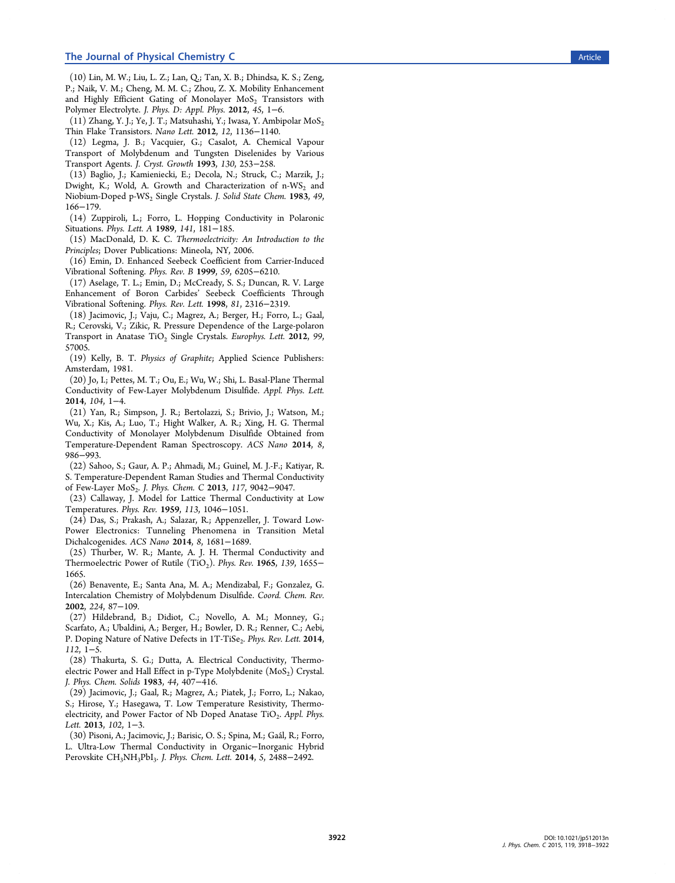(10) Lin, M. W.; Liu, L. Z.; Lan, Q.; Tan, X. B.; Dhindsa, K. S.; Zeng, P.; Naik, V. M.; Cheng, M. M. C.; Zhou, Z. X. Mobility Enhancement and Highly Efficient Gating of Monolayer $MoS_2$ Transistors with Polymer Electrolyte. *J. Phys. D: Appl. Phys.* **2012**, *45*, 1−6.

(11) Zhang, Y. J.; Ye, J. T.; Matsuhashi, Y.; Iwasa, Y. Ambipolar $MoS_2$ Thin Flake Transistors. *Nano Lett.* **2012**, *12*, 1136−1140.

(12) Legma, J. B.; Vacquier, G.; Casalot, A. Chemical Vapour Transport of Molybdenum and Tungsten Diselenides by Various Transport Agents. *J. Cryst. Growth* **1993**, *130*, 253−258.

(13) Baglio, J.; Kamieniecki, E.; Decola, N.; Struck, C.; Marzik, J.; Dwight, K.; Wold, A. Growth and Characterization of n-$WS_2$ and Niobium-Doped p-$WS_2$ Single Crystals. *J. Solid State Chem.* **1983**, *49*, 166−179.

(14) Zuppiroli, L.; Forro, L. Hopping Conductivity in Polaronic Situations. *Phys. Lett. A* **1989**, *141*, 181−185.

(15) MacDonald, D. K. C. *Thermoelectricity: An Introduction to the Principles*; Dover Publications: Mineola, NY, 2006.

(16) Emin, D. Enhanced Seebeck Coefficient from Carrier-Induced Vibrational Softening. *Phys. Rev. B* **1999**, *59*, 6205−6210.

(17) Aselage, T. L.; Emin, D.; McCready, S. S.; Duncan, R. V. Large Enhancement of Boron Carbides' Seebeck Coefficients Through Vibrational Softening. *Phys. Rev. Lett.* **1998**, *81*, 2316−2319.

(18) Jacimovic, J.; Vaju, C.; Magrez, A.; Berger, H.; Forro, L.; Gaal, R.; Cerovski, V.; Zikic, R. Pressure Dependence of the Large-polaron Transport in Anatase $TiO_2$ Single Crystals. *Europhys. Lett.* **2012**, *99*, 57005.

(19) Kelly, B. T. *Physics of Graphite*; Applied Science Publishers: Amsterdam, 1981.

(20) Jo, I.; Pettes, M. T.; Ou, E.; Wu, W.; Shi, L. Basal-Plane Thermal Conductivity of Few-Layer Molybdenum Disulfide. *Appl. Phys. Lett.* **2014**, *104*, 1−4.

(21) Yan, R.; Simpson, J. R.; Bertolazzi, S.; Brivio, J.; Watson, M.; Wu, X.; Kis, A.; Luo, T.; Hight Walker, A. R.; Xing, H. G. Thermal Conductivity of Monolayer Molybdenum Disulfide Obtained from Temperature-Dependent Raman Spectroscopy. *ACS Nano* **2014**, *8*, 986−993.

(22) Sahoo, S.; Gaur, A. P.; Ahmadi, M.; Guinel, M. J.-F.; Katiyar, R. S. Temperature-Dependent Raman Studies and Thermal Conductivity of Few-Layer $MoS_2$. *J. Phys. Chem. C* **2013**, *117*, 9042−9047.

(23) Callaway, J. Model for Lattice Thermal Conductivity at Low Temperatures. *Phys. Rev.* **1959**, *113*, 1046−1051.

(24) Das, S.; Prakash, A.; Salazar, R.; Appenzeller, J. Toward Low-Power Electronics: Tunneling Phenomena in Transition Metal Dichalcogenides. *ACS Nano* **2014**, *8*, 1681−1689.

(25) Thurber, W. R.; Mante, A. J. H. Thermal Conductivity and Thermoelectric Power of Rutile ($TiO_2$). *Phys. Rev.* **1965**, *139*, 1655−1665.

(26) Benavente, E.; Santa Ana, M. A.; Mendizabal, F.; Gonzalez, G. Intercalation Chemistry of Molybdenum Disulfide. *Coord. Chem. Rev.* **2002**, *224*, 87−109.

(27) Hildebrand, B.; Didiot, C.; Novello, A. M.; Monney, G.; Scarfato, A.; Ubaldini, A.; Berger, H.; Bowler, D. R.; Renner, C.; Aebi, P. Doping Nature of Native Defects in 1T-$TiSe_2$. *Phys. Rev. Lett.* **2014**, *112*, 1−5.

(28) Thakurta, S. G.; Dutta, A. Electrical Conductivity, Thermoelectric Power and Hall Effect in p-Type Molybdenite ($MoS_2$) Crystal. *J. Phys. Chem. Solids* **1983**, *44*, 407−416.

(29) Jacimovic, J.; Gaal, R.; Magrez, A.; Piatek, J.; Forro, L.; Nakao, S.; Hirose, Y.; Hasegawa, T. Low Temperature Resistivity, Thermoelectricity, and Power Factor of Nb Doped Anatase $TiO_2$. *Appl. Phys. Lett.* **2013**, *102*, 1−3.

(30) Pisoni, A.; Jacimovic, J.; Barisic, O. S.; Spina, M.; Gaál, R.; Forro, L. Ultra-Low Thermal Conductivity in Organic−Inorganic Hybrid Perovskite $CH_3NH_3PbI_3$. *J. Phys. Chem. Lett.* **2014**, *5*, 2488−2492.